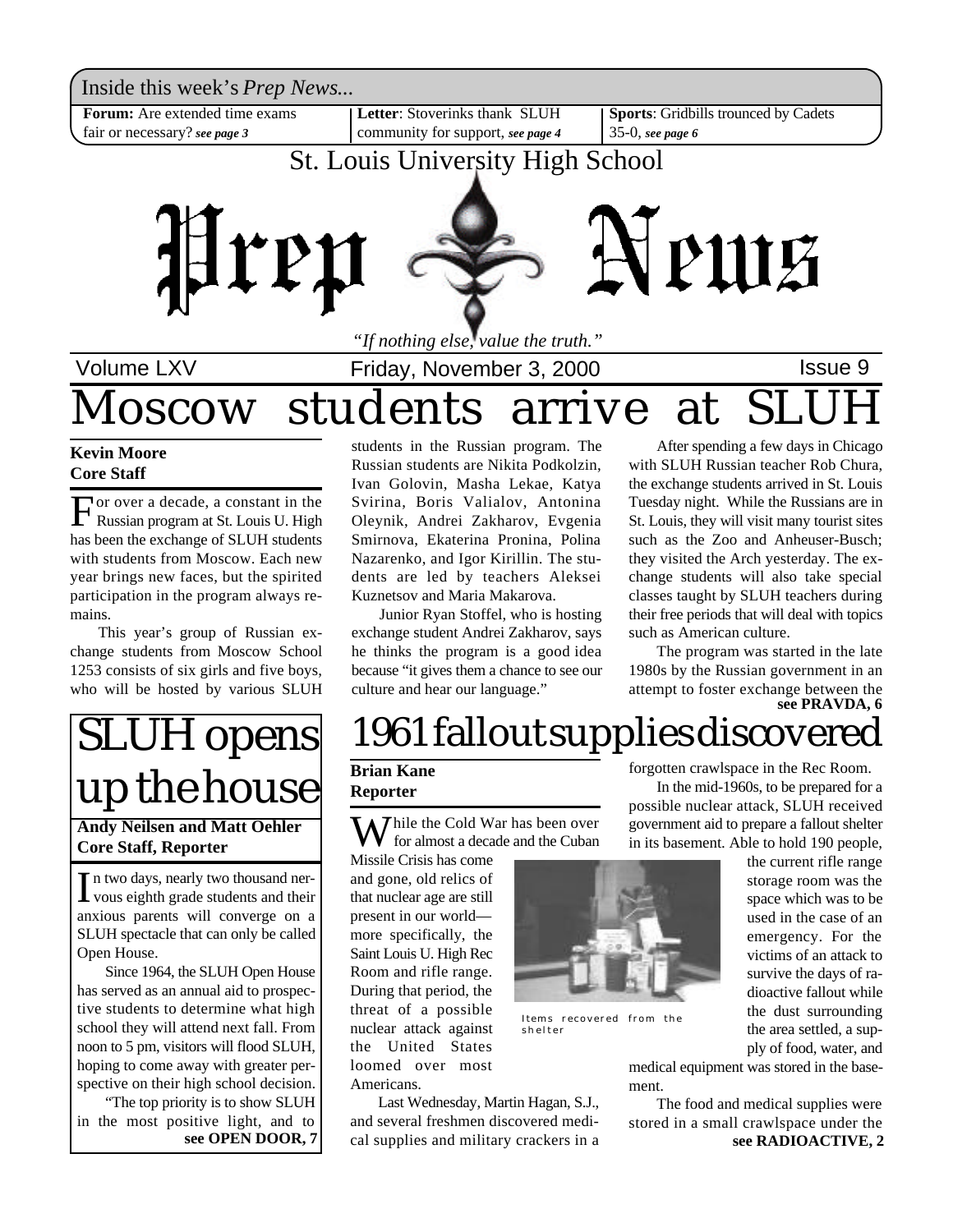Inside this week's *Prep News...*

**Forum:** Are extended time exams fair or necessary? ***see page 3***

**Letter**: Stoverinks thank SLUH community for support, ***see page 4***

**Sports**: Gridbills trounced by Cadets 35-0, ***see page 6***

St. Louis University High School

# Prep News

*"If nothing else, value the truth."*

Volume LXV | Friday, November 3, 2000 | Issue 9

# Moscow students arrive at SLUH

**Kevin Moore**
**Core Staff**

For over a decade, a constant in the Russian program at St. Louis U. High has been the exchange of SLUH students with students from Moscow. Each new year brings new faces, but the spirited participation in the program always remains.

This year's group of Russian exchange students from Moscow School 1253 consists of six girls and five boys, who will be hosted by various SLUH students in the Russian program. The Russian students are Nikita Podkolzin, Ivan Golovin, Masha Lekae, Katya Svirina, Boris Valialov, Antonina Oleynik, Andrei Zakharov, Evgenia Smirnova, Ekaterina Pronina, Polina Nazarenko, and Igor Kirillin. The students are led by teachers Aleksei Kuznetsov and Maria Makarova.

Junior Ryan Stoffel, who is hosting exchange student Andrei Zakharov, says he thinks the program is a good idea because "it gives them a chance to see our culture and hear our language."

After spending a few days in Chicago with SLUH Russian teacher Rob Chura, the exchange students arrived in St. Louis Tuesday night. While the Russians are in St. Louis, they will visit many tourist sites such as the Zoo and Anheuser-Busch; they visited the Arch yesterday. The exchange students will also take special classes taught by SLUH teachers during their free periods that will deal with topics such as American culture.

The program was started in the late 1980s by the Russian government in an attempt to foster exchange between the

**see PRAVDA, 6**

# SLUH opens up the house

**Andy Neilsen and Matt Oehler**
**Core Staff, Reporter**

In two days, nearly two thousand nervous eighth grade students and their anxious parents will converge on a SLUH spectacle that can only be called Open House.

Since 1964, the SLUH Open House has served as an annual aid to prospective students to determine what high school they will attend next fall. From noon to 5 pm, visitors will flood SLUH, hoping to come away with greater perspective on their high school decision.

"The top priority is to show SLUH in the most positive light, and to

**see OPEN DOOR, 7**

# 1961 fallout supplies discovered

**Brian Kane**
**Reporter**

While the Cold War has been over for almost a decade and the Cuban Missile Crisis has come and gone, old relics of that nuclear age are still present in our world—more specifically, the Saint Louis U. High Rec Room and rifle range. During that period, the threat of a possible nuclear attack against the United States loomed over most Americans.

Items recovered from the shelter

Last Wednesday, Martin Hagan, S.J., and several freshmen discovered medical supplies and military crackers in a forgotten crawlspace in the Rec Room.

In the mid-1960s, to be prepared for a possible nuclear attack, SLUH received government aid to prepare a fallout shelter in its basement. Able to hold 190 people, the current rifle range storage room was the space which was to be used in the case of an emergency. For the victims of an attack to survive the days of radioactive fallout while the dust surrounding the area settled, a supply of food, water, and medical equipment was stored in the basement.

The food and medical supplies were stored in a small crawlspace under the

**see RADIOACTIVE, 2**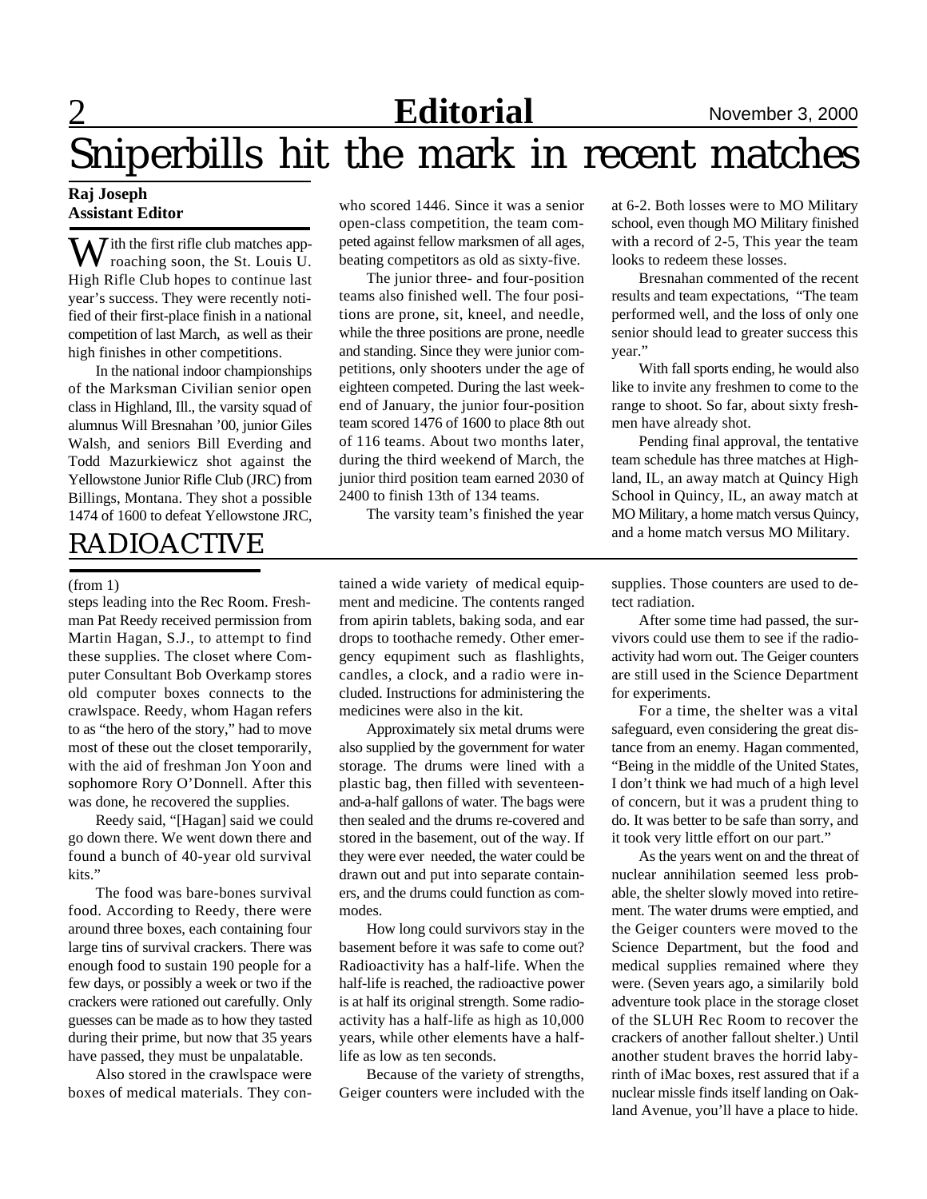# Sniperbills hit the mark in recent matches

**Raj Joseph**
**Assistant Editor**

With the first rifle club matches approaching soon, the St. Louis U. High Rifle Club hopes to continue last year's success. They were recently notified of their first-place finish in a national competition of last March, as well as their high finishes in other competitions.

In the national indoor championships of the Marksman Civilian senior open class in Highland, Ill., the varsity squad of alumnus Will Bresnahan '00, junior Giles Walsh, and seniors Bill Everding and Todd Mazurkiewicz shot against the Yellowstone Junior Rifle Club (JRC) from Billings, Montana. They shot a possible 1474 of 1600 to defeat Yellowstone JRC, who scored 1446. Since it was a senior open-class competition, the team competed against fellow marksmen of all ages, beating competitors as old as sixty-five.

The junior three- and four-position teams also finished well. The four positions are prone, sit, kneel, and needle, while the three positions are prone, needle and standing. Since they were junior competitions, only shooters under the age of eighteen competed. During the last weekend of January, the junior four-position team scored 1476 of 1600 to place 8th out of 116 teams. About two months later, during the third weekend of March, the junior third position team earned 2030 of 2400 to finish 13th of 134 teams.

The varsity team's finished the year at 6-2. Both losses were to MO Military school, even though MO Military finished with a record of 2-5, This year the team looks to redeem these losses.

Bresnahan commented of the recent results and team expectations, "The team performed well, and the loss of only one senior should lead to greater success this year."

With fall sports ending, he would also like to invite any freshmen to come to the range to shoot. So far, about sixty freshmen have already shot.

Pending final approval, the tentative team schedule has three matches at Highland, IL, an away match at Quincy High School in Quincy, IL, an away match at MO Military, a home match versus Quincy, and a home match versus MO Military.

# RADIOACTIVE

(from 1)

steps leading into the Rec Room. Freshman Pat Reedy received permission from Martin Hagan, S.J., to attempt to find these supplies. The closet where Computer Consultant Bob Overkamp stores old computer boxes connects to the crawlspace. Reedy, whom Hagan refers to as "the hero of the story," had to move most of these out the closet temporarily, with the aid of freshman Jon Yoon and sophomore Rory O'Donnell. After this was done, he recovered the supplies.

Reedy said, "[Hagan] said we could go down there. We went down there and found a bunch of 40-year old survival kits."

The food was bare-bones survival food. According to Reedy, there were around three boxes, each containing four large tins of survival crackers. There was enough food to sustain 190 people for a few days, or possibly a week or two if the crackers were rationed out carefully. Only guesses can be made as to how they tasted during their prime, but now that 35 years have passed, they must be unpalatable.

Also stored in the crawlspace were boxes of medical materials. They contained a wide variety of medical equipment and medicine. The contents ranged from apirin tablets, baking soda, and ear drops to toothache remedy. Other emergency equipment such as flashlights, candles, a clock, and a radio were included. Instructions for administering the medicines were also in the kit.

Approximately six metal drums were also supplied by the government for water storage. The drums were lined with a plastic bag, then filled with seventeen-and-a-half gallons of water. The bags were then sealed and the drums re-covered and stored in the basement, out of the way. If they were ever needed, the water could be drawn out and put into separate containers, and the drums could function as commodes.

How long could survivors stay in the basement before it was safe to come out? Radioactivity has a half-life. When the half-life is reached, the radioactive power is at half its original strength. Some radioactivity has a half-life as high as 10,000 years, while other elements have a half-life as low as ten seconds.

Because of the variety of strengths, Geiger counters were included with the supplies. Those counters are used to detect radiation.

After some time had passed, the survivors could use them to see if the radioactivity had worn out. The Geiger counters are still used in the Science Department for experiments.

For a time, the shelter was a vital safeguard, even considering the great distance from an enemy. Hagan commented, "Being in the middle of the United States, I don't think we had much of a high level of concern, but it was a prudent thing to do. It was better to be safe than sorry, and it took very little effort on our part."

As the years went on and the threat of nuclear annihilation seemed less probable, the shelter slowly moved into retirement. The water drums were emptied, and the Geiger counters were moved to the Science Department, but the food and medical supplies remained where they were. (Seven years ago, a similarily bold adventure took place in the storage closet of the SLUH Rec Room to recover the crackers of another fallout shelter.) Until another student braves the horrid labyrinth of iMac boxes, rest assured that if a nuclear missle finds itself landing on Oakland Avenue, you'll have a place to hide.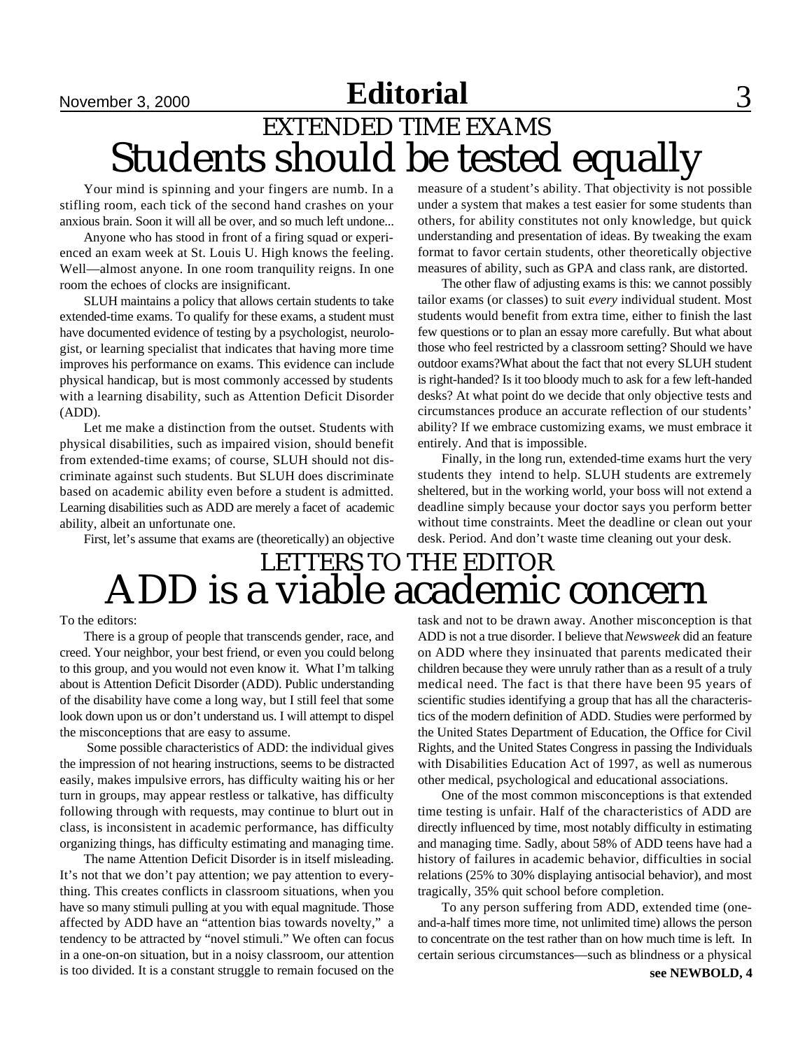## EXTENDED TIME EXAMS

# Students should be tested equally

Your mind is spinning and your fingers are numb. In a stifling room, each tick of the second hand crashes on your anxious brain. Soon it will all be over, and so much left undone...

Anyone who has stood in front of a firing squad or experienced an exam week at St. Louis U. High knows the feeling. Well—almost anyone. In one room tranquility reigns. In one room the echoes of clocks are insignificant.

SLUH maintains a policy that allows certain students to take extended-time exams. To qualify for these exams, a student must have documented evidence of testing by a psychologist, neurologist, or learning specialist that indicates that having more time improves his performance on exams. This evidence can include physical handicap, but is most commonly accessed by students with a learning disability, such as Attention Deficit Disorder (ADD).

Let me make a distinction from the outset. Students with physical disabilities, such as impaired vision, should benefit from extended-time exams; of course, SLUH should not discriminate against such students. But SLUH does discriminate based on academic ability even before a student is admitted. Learning disabilities such as ADD are merely a facet of academic ability, albeit an unfortunate one.

First, let's assume that exams are (theoretically) an objective measure of a student's ability. That objectivity is not possible under a system that makes a test easier for some students than others, for ability constitutes not only knowledge, but quick understanding and presentation of ideas. By tweaking the exam format to favor certain students, other theoretically objective measures of ability, such as GPA and class rank, are distorted.

The other flaw of adjusting exams is this: we cannot possibly tailor exams (or classes) to suit *every* individual student. Most students would benefit from extra time, either to finish the last few questions or to plan an essay more carefully. But what about those who feel restricted by a classroom setting? Should we have outdoor exams?What about the fact that not every SLUH student is right-handed? Is it too bloody much to ask for a few left-handed desks? At what point do we decide that only objective tests and circumstances produce an accurate reflection of our students' ability? If we embrace customizing exams, we must embrace it entirely. And that is impossible.

Finally, in the long run, extended-time exams hurt the very students they intend to help. SLUH students are extremely sheltered, but in the working world, your boss will not extend a deadline simply because your doctor says you perform better without time constraints. Meet the deadline or clean out your desk. Period. And don't waste time cleaning out your desk.

## LETTERS TO THE EDITOR

# ADD is a viable academic concern

To the editors:

There is a group of people that transcends gender, race, and creed. Your neighbor, your best friend, or even you could belong to this group, and you would not even know it. What I'm talking about is Attention Deficit Disorder (ADD). Public understanding of the disability have come a long way, but I still feel that some look down upon us or don't understand us. I will attempt to dispel the misconceptions that are easy to assume.

Some possible characteristics of ADD: the individual gives the impression of not hearing instructions, seems to be distracted easily, makes impulsive errors, has difficulty waiting his or her turn in groups, may appear restless or talkative, has difficulty following through with requests, may continue to blurt out in class, is inconsistent in academic performance, has difficulty organizing things, has difficulty estimating and managing time.

The name Attention Deficit Disorder is in itself misleading. It's not that we don't pay attention; we pay attention to everything. This creates conflicts in classroom situations, when you have so many stimuli pulling at you with equal magnitude. Those affected by ADD have an "attention bias towards novelty," a tendency to be attracted by "novel stimuli." We often can focus in a one-on-on situation, but in a noisy classroom, our attention is too divided. It is a constant struggle to remain focused on the task and not to be drawn away. Another misconception is that ADD is not a true disorder. I believe that *Newsweek* did an feature on ADD where they insinuated that parents medicated their children because they were unruly rather than as a result of a truly medical need. The fact is that there have been 95 years of scientific studies identifying a group that has all the characteristics of the modern definition of ADD. Studies were performed by the United States Department of Education, the Office for Civil Rights, and the United States Congress in passing the Individuals with Disabilities Education Act of 1997, as well as numerous other medical, psychological and educational associations.

One of the most common misconceptions is that extended time testing is unfair. Half of the characteristics of ADD are directly influenced by time, most notably difficulty in estimating and managing time. Sadly, about 58% of ADD teens have had a history of failures in academic behavior, difficulties in social relations (25% to 30% displaying antisocial behavior), and most tragically, 35% quit school before completion.

To any person suffering from ADD, extended time (one-and-a-half times more time, not unlimited time) allows the person to concentrate on the test rather than on how much time is left. In certain serious circumstances—such as blindness or a physical

**see NEWBOLD, 4**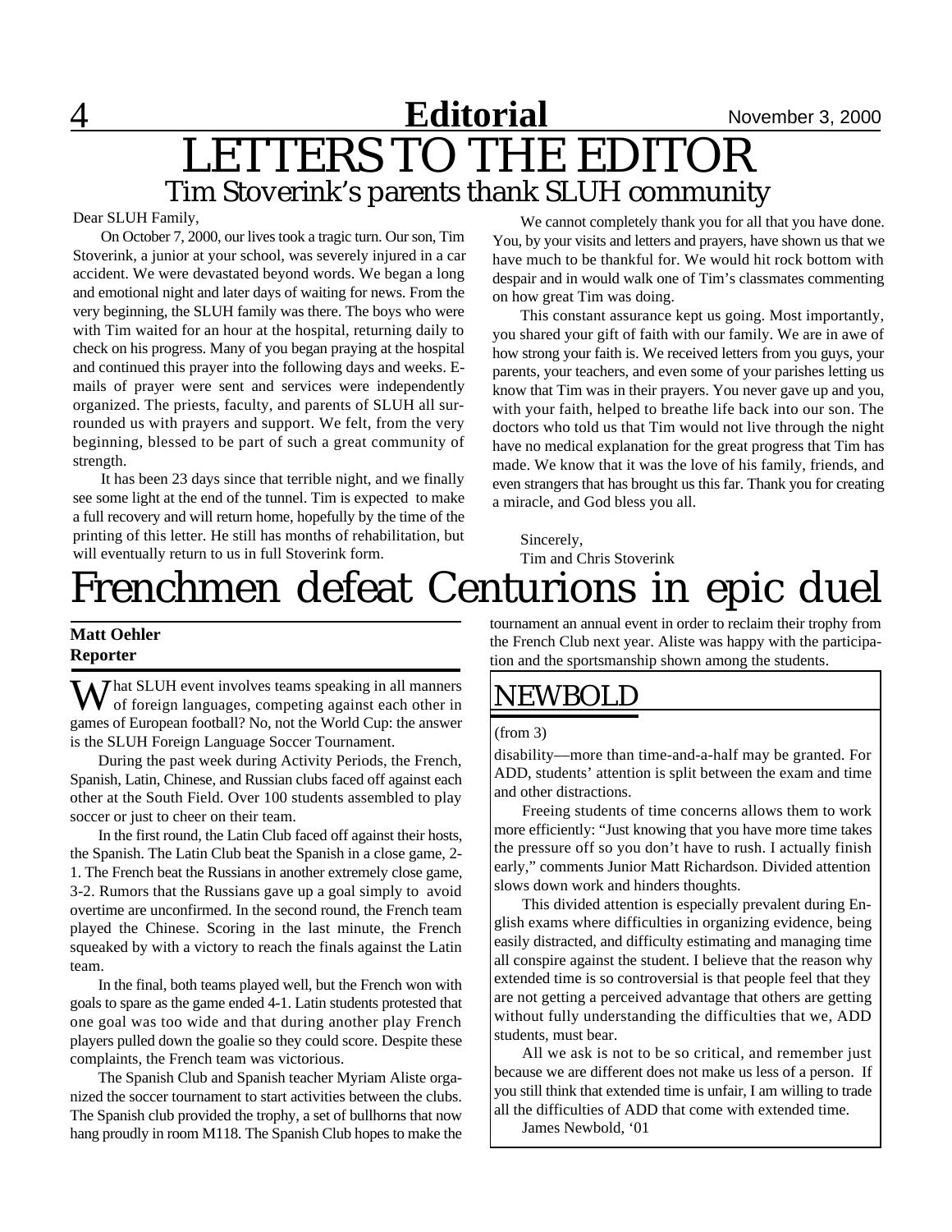# Editorial

## LETTERS TO THE EDITOR

### Tim Stoverink's parents thank SLUH community

Dear SLUH Family,

On October 7, 2000, our lives took a tragic turn. Our son, Tim Stoverink, a junior at your school, was severely injured in a car accident. We were devastated beyond words. We began a long and emotional night and later days of waiting for news. From the very beginning, the SLUH family was there. The boys who were with Tim waited for an hour at the hospital, returning daily to check on his progress. Many of you began praying at the hospital and continued this prayer into the following days and weeks. E-mails of prayer were sent and services were independently organized. The priests, faculty, and parents of SLUH all surrounded us with prayers and support. We felt, from the very beginning, blessed to be part of such a great community of strength.

It has been 23 days since that terrible night, and we finally see some light at the end of the tunnel. Tim is expected to make a full recovery and will return home, hopefully by the time of the printing of this letter. He still has months of rehabilitation, but will eventually return to us in full Stoverink form.

We cannot completely thank you for all that you have done. You, by your visits and letters and prayers, have shown us that we have much to be thankful for. We would hit rock bottom with despair and in would walk one of Tim's classmates commenting on how great Tim was doing.

This constant assurance kept us going. Most importantly, you shared your gift of faith with our family. We are in awe of how strong your faith is. We received letters from you guys, your parents, your teachers, and even some of your parishes letting us know that Tim was in their prayers. You never gave up and you, with your faith, helped to breathe life back into our son. The doctors who told us that Tim would not live through the night have no medical explanation for the great progress that Tim has made. We know that it was the love of his family, friends, and even strangers that has brought us this far. Thank you for creating a miracle, and God bless you all.

Sincerely,
Tim and Chris Stoverink

# Frenchmen defeat Centurions in epic duel

**Matt Oehler**
**Reporter**

What SLUH event involves teams speaking in all manners of foreign languages, competing against each other in games of European football? No, not the World Cup: the answer is the SLUH Foreign Language Soccer Tournament.

During the past week during Activity Periods, the French, Spanish, Latin, Chinese, and Russian clubs faced off against each other at the South Field. Over 100 students assembled to play soccer or just to cheer on their team.

In the first round, the Latin Club faced off against their hosts, the Spanish. The Latin Club beat the Spanish in a close game, 2-1. The French beat the Russians in another extremely close game, 3-2. Rumors that the Russians gave up a goal simply to avoid overtime are unconfirmed. In the second round, the French team played the Chinese. Scoring in the last minute, the French squeaked by with a victory to reach the finals against the Latin team.

In the final, both teams played well, but the French won with goals to spare as the game ended 4-1. Latin students protested that one goal was too wide and that during another play French players pulled down the goalie so they could score. Despite these complaints, the French team was victorious.

The Spanish Club and Spanish teacher Myriam Aliste organized the soccer tournament to start activities between the clubs. The Spanish club provided the trophy, a set of bullhorns that now hang proudly in room M118. The Spanish Club hopes to make the tournament an annual event in order to reclaim their trophy from the French Club next year. Aliste was happy with the participation and the sportsmanship shown among the students.

## NEWBOLD

(from 3)

disability—more than time-and-a-half may be granted. For ADD, students' attention is split between the exam and time and other distractions.

Freeing students of time concerns allows them to work more efficiently: "Just knowing that you have more time takes the pressure off so you don't have to rush. I actually finish early," comments Junior Matt Richardson. Divided attention slows down work and hinders thoughts.

This divided attention is especially prevalent during English exams where difficulties in organizing evidence, being easily distracted, and difficulty estimating and managing time all conspire against the student. I believe that the reason why extended time is so controversial is that people feel that they are not getting a perceived advantage that others are getting without fully understanding the difficulties that we, ADD students, must bear.

All we ask is not to be so critical, and remember just because we are different does not make us less of a person. If you still think that extended time is unfair, I am willing to trade all the difficulties of ADD that come with extended time.

James Newbold, '01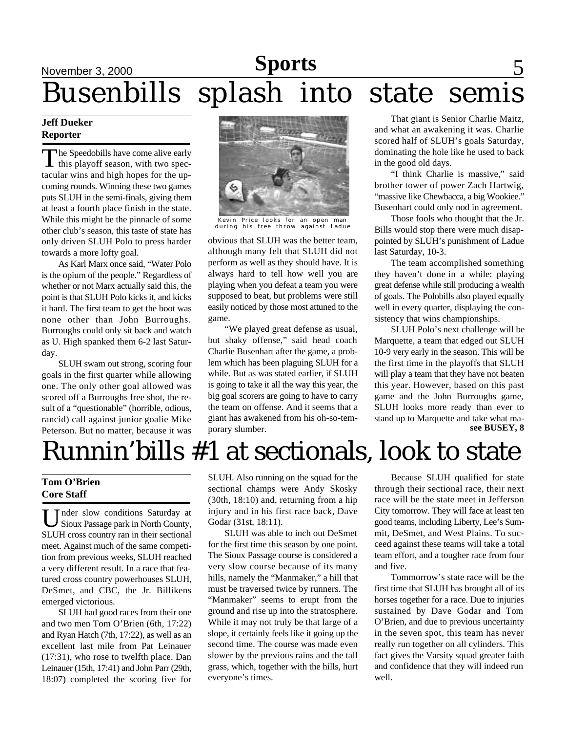# Busenbills splash into state semis

**Jeff Dueker**
**Reporter**

The Speedobills have come alive early this playoff season, with two spectacular wins and high hopes for the upcoming rounds. Winning these two games puts SLUH in the semi-finals, giving them at least a fourth place finish in the state. While this might be the pinnacle of some other club's season, this taste of state has only driven SLUH Polo to press harder towards a more lofty goal.

As Karl Marx once said, "Water Polo is the opium of the people." Regardless of whether or not Marx actually said this, the point is that SLUH Polo kicks it, and kicks it hard. The first team to get the boot was none other than John Burroughs. Burroughs could only sit back and watch as U. High spanked them 6-2 last Saturday.

SLUH swam out strong, scoring four goals in the first quarter while allowing one. The only other goal allowed was scored off a Burroughs free shot, the result of a "questionable" (horrible, odious, rancid) call against junior goalie Mike Peterson. But no matter, because it was obvious that SLUH was the better team, although many felt that SLUH did not perform as well as they should have. It is always hard to tell how well you are playing when you defeat a team you were supposed to beat, but problems were still easily noticed by those most attuned to the game.

Kevin Price looks for an open man during his free throw against Ladue

"We played great defense as usual, but shaky offense," said head coach Charlie Busenhart after the game, a problem which has been plaguing SLUH for a while. But as was stated earlier, if SLUH is going to take it all the way this year, the big goal scorers are going to have to carry the team on offense. And it seems that a giant has awakened from his oh-so-temporary slumber.

That giant is Senior Charlie Maitz, and what an awakening it was. Charlie scored half of SLUH's goals Saturday, dominating the hole like he used to back in the good old days.

"I think Charlie is massive," said brother tower of power Zach Hartwig, "massive like Chewbacca, a big Wookiee." Busenhart could only nod in agreement.

Those fools who thought that the Jr. Bills would stop there were much disappointed by SLUH's punishment of Ladue last Saturday, 10-3.

The team accomplished something they haven't done in a while: playing great defense while still producing a wealth of goals. The Polobills also played equally well in every quarter, displaying the consistency that wins championships.

SLUH Polo's next challenge will be Marquette, a team that edged out SLUH 10-9 very early in the season. This will be the first time in the playoffs that SLUH will play a team that they have not beaten this year. However, based on this past game and the John Burroughs game, SLUH looks more ready than ever to stand up to Marquette and take what ma-

**see BUSEY, 8**

# Runnin'bills #1 at sectionals, look to state

**Tom O'Brien**
**Core Staff**

Under slow conditions Saturday at Sioux Passage park in North County, SLUH cross country ran in their sectional meet. Against much of the same competition from previous weeks, SLUH reached a very different result. In a race that featured cross country powerhouses SLUH, DeSmet, and CBC, the Jr. Billikens emerged victorious.

SLUH had good races from their one and two men Tom O'Brien (6th, 17:22) and Ryan Hatch (7th, 17:22), as well as an excellent last mile from Pat Leinauer (17:31), who rose to twelfth place. Dan Leinauer (15th, 17:41) and John Parr (29th, 18:07) completed the scoring five for SLUH. Also running on the squad for the sectional champs were Andy Skosky (30th, 18:10) and, returning from a hip injury and in his first race back, Dave Godar (31st, 18:11).

SLUH was able to inch out DeSmet for the first time this season by one point. The Sioux Passage course is considered a very slow course because of its many hills, namely the "Manmaker," a hill that must be traversed twice by runners. The "Manmaker" seems to erupt from the ground and rise up into the stratosphere. While it may not truly be that large of a slope, it certainly feels like it going up the second time. The course was made even slower by the previous rains and the tall grass, which, together with the hills, hurt everyone's times.

Because SLUH qualified for state through their sectional race, their next race will be the state meet in Jefferson City tomorrow. They will face at least ten good teams, including Liberty, Lee's Summit, DeSmet, and West Plains. To succeed against these teams will take a total team effort, and a tougher race from four and five.

Tommorrow's state race will be the first time that SLUH has brought all of its horses together for a race. Due to injuries sustained by Dave Godar and Tom O'Brien, and due to previous uncertainty in the seven spot, this team has never really run together on all cylinders. This fact gives the Varsity squad greater faith and confidence that they will indeed run well.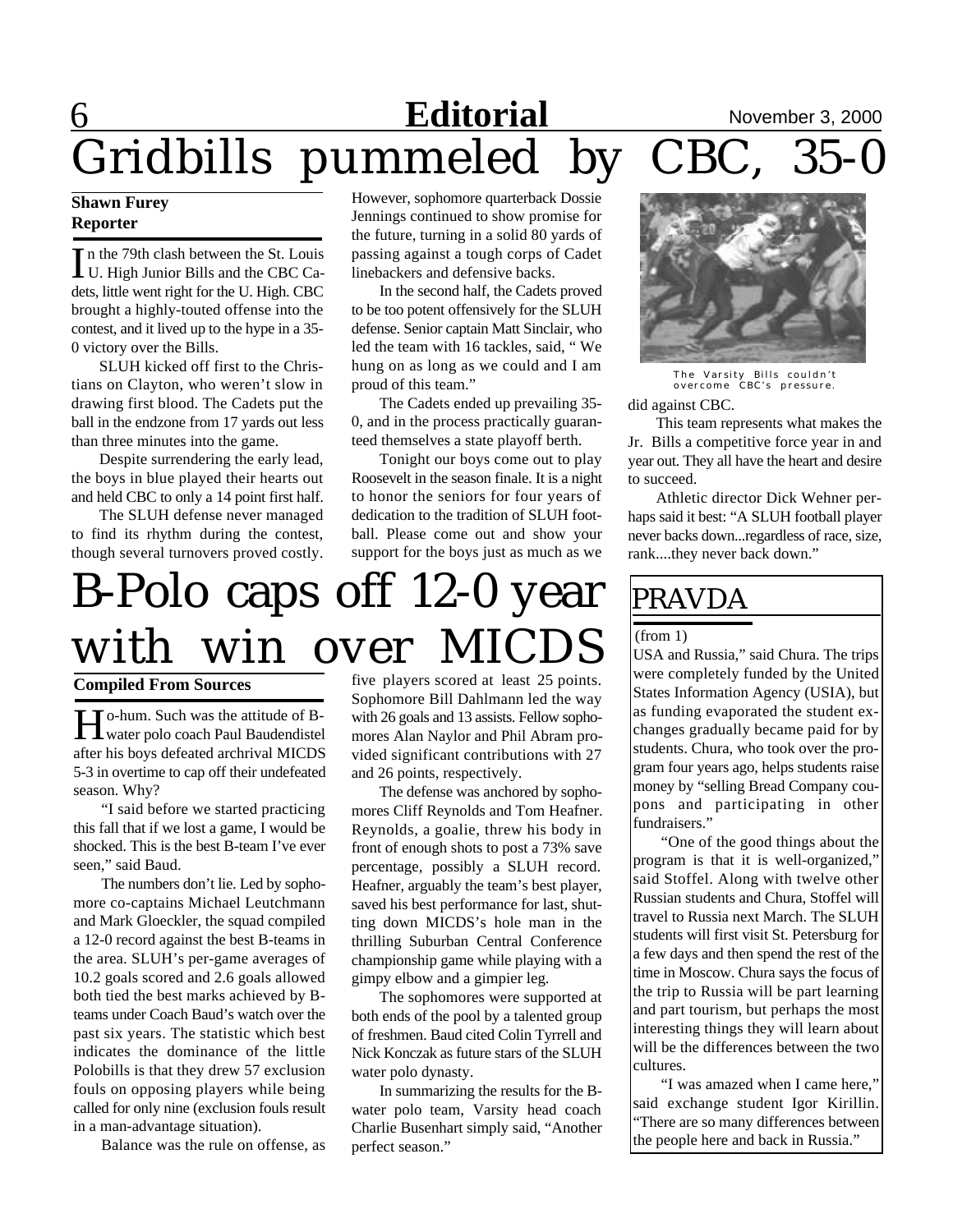# Gridbills pummeled by CBC, 35-0

**Shawn Furey**
**Reporter**

In the 79th clash between the St. Louis U. High Junior Bills and the CBC Cadets, little went right for the U. High. CBC brought a highly-touted offense into the contest, and it lived up to the hype in a 35-0 victory over the Bills.

SLUH kicked off first to the Christians on Clayton, who weren't slow in drawing first blood. The Cadets put the ball in the endzone from 17 yards out less than three minutes into the game.

Despite surrendering the early lead, the boys in blue played their hearts out and held CBC to only a 14 point first half.

The SLUH defense never managed to find its rhythm during the contest, though several turnovers proved costly. However, sophomore quarterback Dossie Jennings continued to show promise for the future, turning in a solid 80 yards of passing against a tough corps of Cadet linebackers and defensive backs.

In the second half, the Cadets proved to be too potent offensively for the SLUH defense. Senior captain Matt Sinclair, who led the team with 16 tackles, said, " We hung on as long as we could and I am proud of this team."

The Cadets ended up prevailing 35-0, and in the process practically guaranteed themselves a state playoff berth.

Tonight our boys come out to play Roosevelt in the season finale. It is a night to honor the seniors for four years of dedication to the tradition of SLUH football. Please come out and show your support for the boys just as much as we did against CBC.

The Varsity Bills couldn't overcome CBC's pressure.

This team represents what makes the Jr. Bills a competitive force year in and year out. They all have the heart and desire to succeed.

Athletic director Dick Wehner perhaps said it best: "A SLUH football player never backs down...regardless of race, size, rank....they never back down."

# B-Polo caps off 12-0 year with win over MICDS

**Compiled From Sources**

Ho-hum. Such was the attitude of B-water polo coach Paul Baudendistel after his boys defeated archrival MICDS 5-3 in overtime to cap off their undefeated season. Why?

"I said before we started practicing this fall that if we lost a game, I would be shocked. This is the best B-team I've ever seen," said Baud.

The numbers don't lie. Led by sophomore co-captains Michael Leutchmann and Mark Gloeckler, the squad compiled a 12-0 record against the best B-teams in the area. SLUH's per-game averages of 10.2 goals scored and 2.6 goals allowed both tied the best marks achieved by B-teams under Coach Baud's watch over the past six years. The statistic which best indicates the dominance of the little Polobills is that they drew 57 exclusion fouls on opposing players while being called for only nine (exclusion fouls result in a man-advantage situation).

Balance was the rule on offense, as five players scored at least 25 points. Sophomore Bill Dahlmann led the way with 26 goals and 13 assists. Fellow sophomores Alan Naylor and Phil Abram provided significant contributions with 27 and 26 points, respectively.

The defense was anchored by sophomores Cliff Reynolds and Tom Heafner. Reynolds, a goalie, threw his body in front of enough shots to post a 73% save percentage, possibly a SLUH record. Heafner, arguably the team's best player, saved his best performance for last, shutting down MICDS's hole man in the thrilling Suburban Central Conference championship game while playing with a gimpy elbow and a gimpier leg.

The sophomores were supported at both ends of the pool by a talented group of freshmen. Baud cited Colin Tyrrell and Nick Konczak as future stars of the SLUH water polo dynasty.

In summarizing the results for the B-water polo team, Varsity head coach Charlie Busenhart simply said, "Another perfect season."

## PRAVDA

(from 1)

USA and Russia," said Chura. The trips were completely funded by the United States Information Agency (USIA), but as funding evaporated the student exchanges gradually became paid for by students. Chura, who took over the program four years ago, helps students raise money by "selling Bread Company coupons and participating in other fundraisers."

"One of the good things about the program is that it is well-organized," said Stoffel. Along with twelve other Russian students and Chura, Stoffel will travel to Russia next March. The SLUH students will first visit St. Petersburg for a few days and then spend the rest of the time in Moscow. Chura says the focus of the trip to Russia will be part learning and part tourism, but perhaps the most interesting things they will learn about will be the differences between the two cultures.

"I was amazed when I came here," said exchange student Igor Kirillin. "There are so many differences between the people here and back in Russia."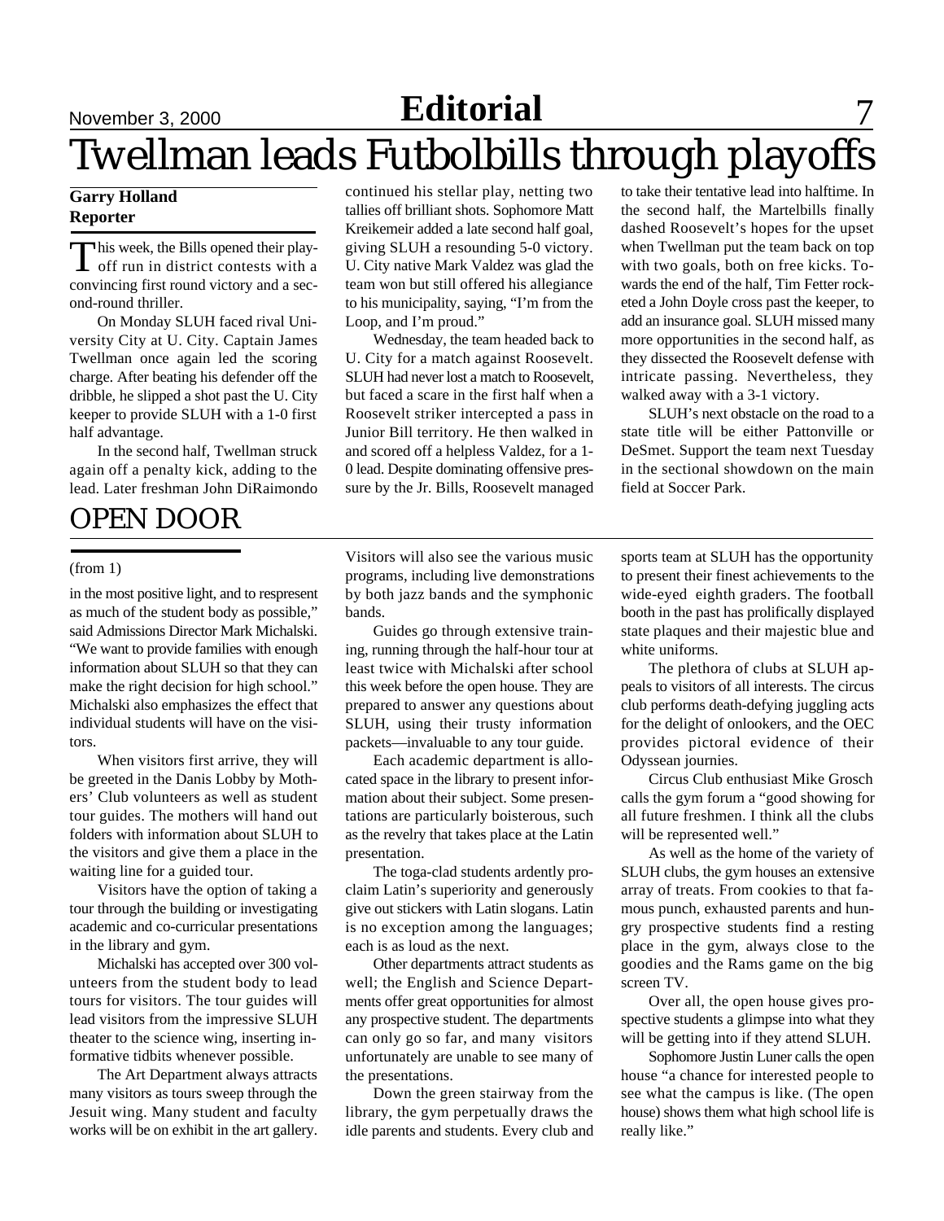# Twellman leads Futbolbills through playoffs

**Garry Holland**
**Reporter**

This week, the Bills opened their playoff run in district contests with a convincing first round victory and a second-round thriller.

On Monday SLUH faced rival University City at U. City. Captain James Twellman once again led the scoring charge. After beating his defender off the dribble, he slipped a shot past the U. City keeper to provide SLUH with a 1-0 first half advantage.

In the second half, Twellman struck again off a penalty kick, adding to the lead. Later freshman John DiRaimondo continued his stellar play, netting two tallies off brilliant shots. Sophomore Matt Kreikemeir added a late second half goal, giving SLUH a resounding 5-0 victory. U. City native Mark Valdez was glad the team won but still offered his allegiance to his municipality, saying, "I'm from the Loop, and I'm proud."

Wednesday, the team headed back to U. City for a match against Roosevelt. SLUH had never lost a match to Roosevelt, but faced a scare in the first half when a Roosevelt striker intercepted a pass in Junior Bill territory. He then walked in and scored off a helpless Valdez, for a 1-0 lead. Despite dominating offensive pressure by the Jr. Bills, Roosevelt managed to take their tentative lead into halftime. In the second half, the Martelbills finally dashed Roosevelt's hopes for the upset when Twellman put the team back on top with two goals, both on free kicks. Towards the end of the half, Tim Fetter rocketed a John Doyle cross past the keeper, to add an insurance goal. SLUH missed many more opportunities in the second half, as they dissected the Roosevelt defense with intricate passing. Nevertheless, they walked away with a 3-1 victory.

SLUH's next obstacle on the road to a state title will be either Pattonville or DeSmet. Support the team next Tuesday in the sectional showdown on the main field at Soccer Park.

# OPEN DOOR

(from 1)

in the most positive light, and to respresent as much of the student body as possible," said Admissions Director Mark Michalski. "We want to provide families with enough information about SLUH so that they can make the right decision for high school." Michalski also emphasizes the effect that individual students will have on the visitors.

When visitors first arrive, they will be greeted in the Danis Lobby by Mothers' Club volunteers as well as student tour guides. The mothers will hand out folders with information about SLUH to the visitors and give them a place in the waiting line for a guided tour.

Visitors have the option of taking a tour through the building or investigating academic and co-curricular presentations in the library and gym.

Michalski has accepted over 300 volunteers from the student body to lead tours for visitors. The tour guides will lead visitors from the impressive SLUH theater to the science wing, inserting informative tidbits whenever possible.

The Art Department always attracts many visitors as tours sweep through the Jesuit wing. Many student and faculty works will be on exhibit in the art gallery. Visitors will also see the various music programs, including live demonstrations by both jazz bands and the symphonic bands.

Guides go through extensive training, running through the half-hour tour at least twice with Michalski after school this week before the open house. They are prepared to answer any questions about SLUH, using their trusty information packets—invaluable to any tour guide.

Each academic department is allocated space in the library to present information about their subject. Some presentations are particularly boisterous, such as the revelry that takes place at the Latin presentation.

The toga-clad students ardently proclaim Latin's superiority and generously give out stickers with Latin slogans. Latin is no exception among the languages; each is as loud as the next.

Other departments attract students as well; the English and Science Departments offer great opportunities for almost any prospective student. The departments can only go so far, and many visitors unfortunately are unable to see many of the presentations.

Down the green stairway from the library, the gym perpetually draws the idle parents and students. Every club and sports team at SLUH has the opportunity to present their finest achievements to the wide-eyed eighth graders. The football booth in the past has prolifically displayed state plaques and their majestic blue and white uniforms.

The plethora of clubs at SLUH appeals to visitors of all interests. The circus club performs death-defying juggling acts for the delight of onlookers, and the OEC provides pictoral evidence of their Odyssean journies.

Circus Club enthusiast Mike Grosch calls the gym forum a "good showing for all future freshmen. I think all the clubs will be represented well."

As well as the home of the variety of SLUH clubs, the gym houses an extensive array of treats. From cookies to that famous punch, exhausted parents and hungry prospective students find a resting place in the gym, always close to the goodies and the Rams game on the big screen TV.

Over all, the open house gives prospective students a glimpse into what they will be getting into if they attend SLUH.

Sophomore Justin Luner calls the open house "a chance for interested people to see what the campus is like. (The open house) shows them what high school life is really like."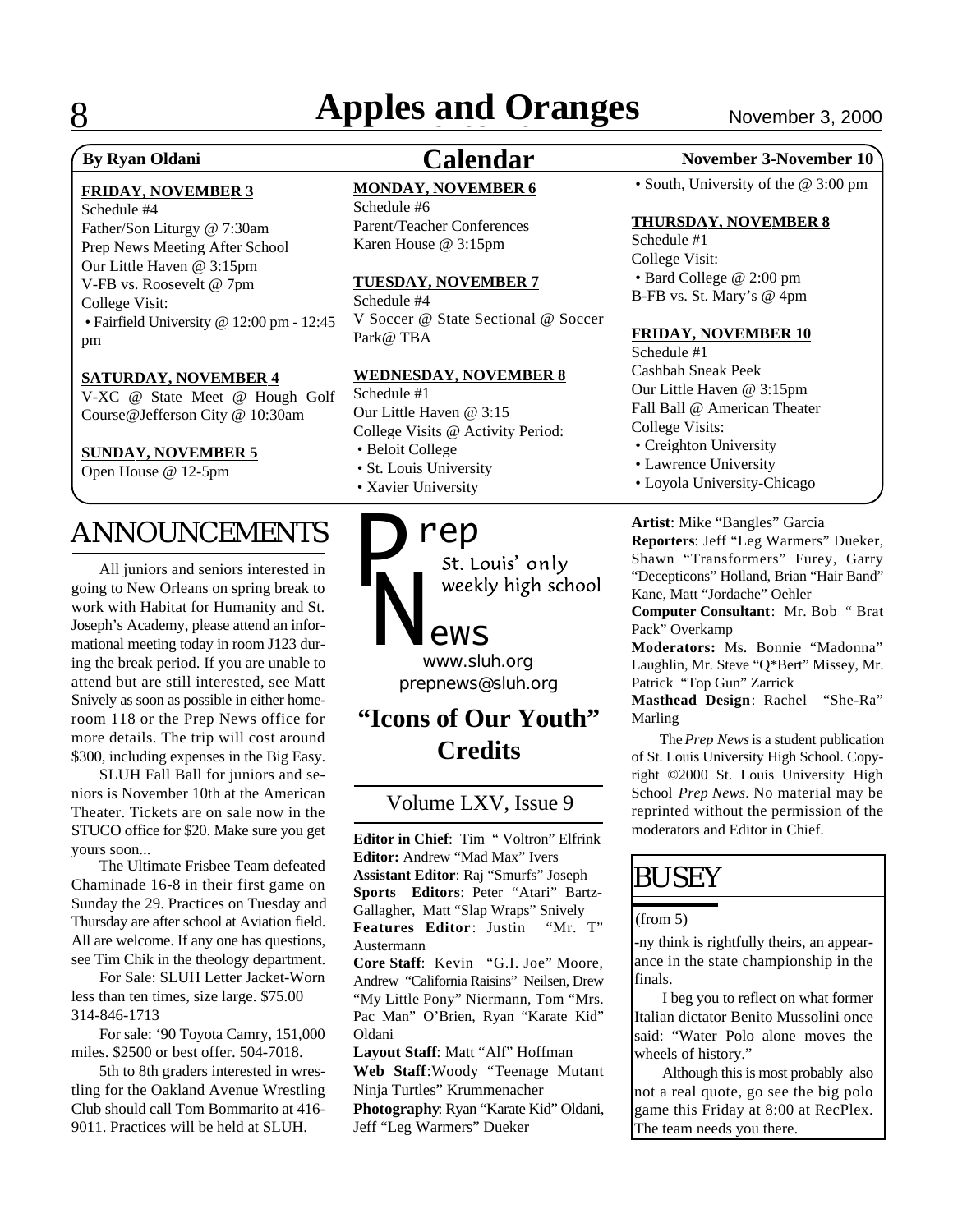# Apples and Oranges

## Calendar

By Ryan Oldani

November 3-November 10

**FRIDAY, NOVEMBER 3**
Schedule #4
Father/Son Liturgy @ 7:30am
Prep News Meeting After School
Our Little Haven @ 3:15pm
V-FB vs. Roosevelt @ 7pm
College Visit:
• Fairfield University @ 12:00 pm - 12:45 pm

**SATURDAY, NOVEMBER 4**
V-XC @ State Meet @ Hough Golf Course@Jefferson City @ 10:30am

**SUNDAY, NOVEMBER 5**
Open House @ 12-5pm

**MONDAY, NOVEMBER 6**
Schedule #6
Parent/Teacher Conferences
Karen House @ 3:15pm

**TUESDAY, NOVEMBER 7**
Schedule #4
V Soccer @ State Sectional @ Soccer Park@ TBA

**WEDNESDAY, NOVEMBER 8**
Schedule #1
Our Little Haven @ 3:15
College Visits @ Activity Period:
• Beloit College
• St. Louis University
• Xavier University
• South, University of the @ 3:00 pm

**THURSDAY, NOVEMBER 8**
Schedule #1
College Visit:
• Bard College @ 2:00 pm
B-FB vs. St. Mary's @ 4pm

**FRIDAY, NOVEMBER 10**
Schedule #1
Cashbah Sneak Peek
Our Little Haven @ 3:15pm
Fall Ball @ American Theater
College Visits:
• Creighton University
• Lawrence University
• Loyola University-Chicago

## ANNOUNCEMENTS

All juniors and seniors interested in going to New Orleans on spring break to work with Habitat for Humanity and St. Joseph's Academy, please attend an informational meeting today in room J123 during the break period. If you are unable to attend but are still interested, see Matt Snively as soon as possible in either homeroom 118 or the Prep News office for more details. The trip will cost around $300, including expenses in the Big Easy.

SLUH Fall Ball for juniors and seniors is November 10th at the American Theater. Tickets are on sale now in the STUCO office for $20. Make sure you get yours soon...

The Ultimate Frisbee Team defeated Chaminade 16-8 in their first game on Sunday the 29. Practices on Tuesday and Thursday are after school at Aviation field. All are welcome. If any one has questions, see Tim Chik in the theology department.

For Sale: SLUH Letter Jacket-Worn less than ten times, size large. $75.00 314-846-1713

For sale: '90 Toyota Camry, 151,000 miles. $2500 or best offer. 504-7018.

5th to 8th graders interested in wrestling for the Oakland Avenue Wrestling Club should call Tom Bommarito at 416-9011. Practices will be held at SLUH.

## Prep News

St. Louis' only weekly high school

www.sluh.org
prepnews@sluh.org

### "Icons of Our Youth" Credits

Volume LXV, Issue 9

**Editor in Chief**: Tim " Voltron" Elfrink
**Editor:** Andrew "Mad Max" Ivers
**Assistant Editor**: Raj "Smurfs" Joseph
**Sports Editors**: Peter "Atari" Bartz-Gallagher, Matt "Slap Wraps" Snively
**Features Editor**: Justin "Mr. T" Austermann
**Core Staff**: Kevin "G.I. Joe" Moore, Andrew "California Raisins" Neilsen, Drew "My Little Pony" Niermann, Tom "Mrs. Pac Man" O'Brien, Ryan "Karate Kid" Oldani
**Layout Staff**: Matt "Alf" Hoffman
**Web Staff**: Woody "Teenage Mutant Ninja Turtles" Krummenacher
**Photography**: Ryan "Karate Kid" Oldani, Jeff "Leg Warmers" Dueker
**Artist**: Mike "Bangles" Garcia
**Reporters**: Jeff "Leg Warmers" Dueker, Shawn "Transformers" Furey, Garry "Decepticons" Holland, Brian "Hair Band" Kane, Matt "Jordache" Oehler
**Computer Consultant**: Mr. Bob " Brat Pack" Overkamp
**Moderators:** Ms. Bonnie "Madonna" Laughlin, Mr. Steve "Q*Bert" Missey, Mr. Patrick "Top Gun" Zarrick
**Masthead Design**: Rachel "She-Ra" Marling

The *Prep News* is a student publication of St. Louis University High School. Copyright ©2000 St. Louis University High School *Prep News*. No material may be reprinted without the permission of the moderators and Editor in Chief.

## BUSEY

(from 5)

-ny think is rightfully theirs, an appearance in the state championship in the finals.

I beg you to reflect on what former Italian dictator Benito Mussolini once said: "Water Polo alone moves the wheels of history."

Although this is most probably also not a real quote, go see the big polo game this Friday at 8:00 at RecPlex. The team needs you there.